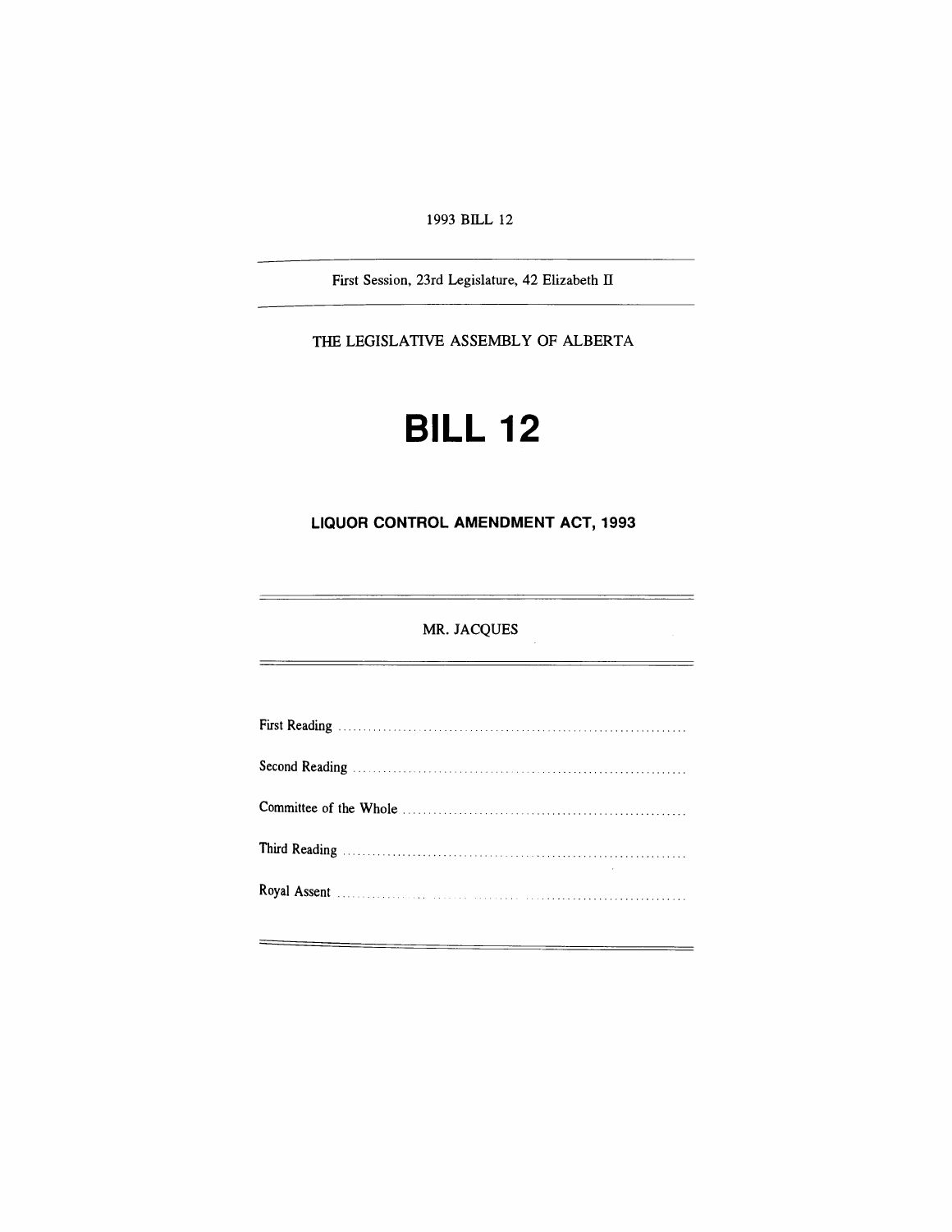1993 BILL 12

---

First Session, 23rd Legislature, 42 Elizabeth II

---

THE LEGISLATIVE ASSEMBLY OF ALBERTA

# BILL 12

## LIQUOR CONTROL AMENDMENT ACT, 1993

---

MR. JACQUES

---

First Reading ..................................................................

Second Reading ..................................................................

Committee of the Whole ..................................................................

Third Reading ..................................................................

Royal Assent ..................................................................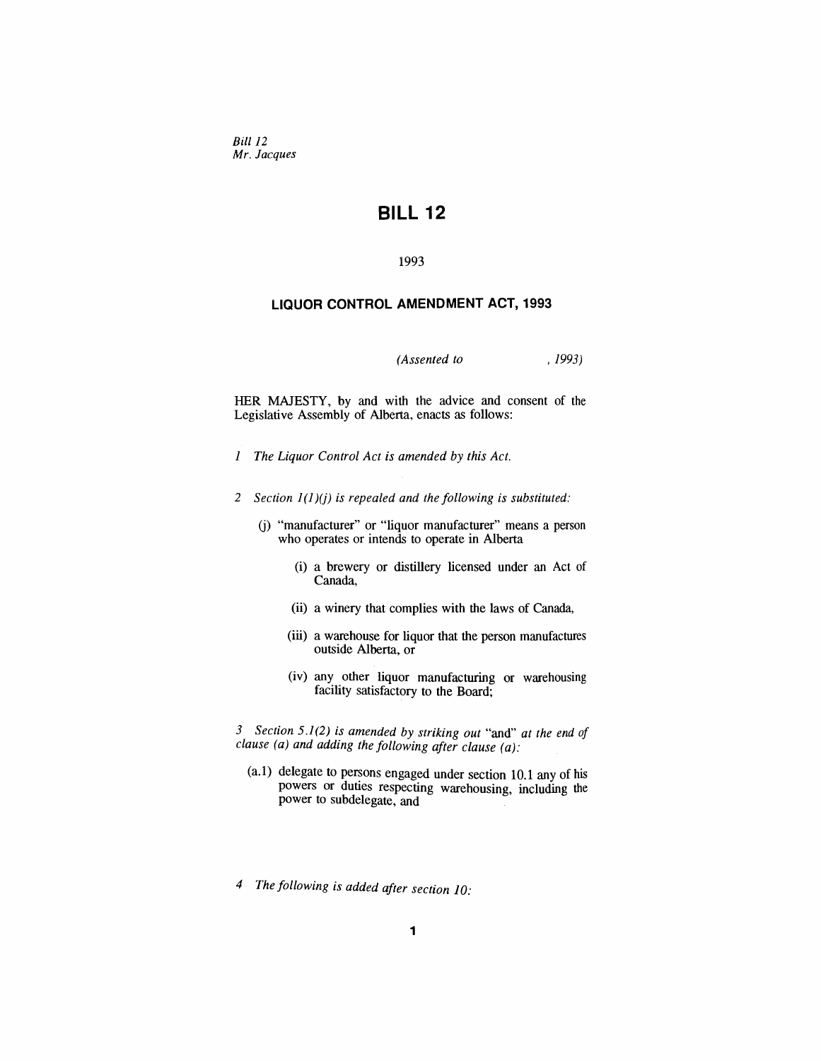*Bill 12*
*Mr. Jacques*

# BILL 12

1993

## LIQUOR CONTROL AMENDMENT ACT, 1993

*(Assented to , 1993)*

HER MAJESTY, by and with the advice and consent of the Legislative Assembly of Alberta, enacts as follows:

*1 The Liquor Control Act is amended by this Act.*

*2 Section 1(1)(j) is repealed and the following is substituted:*

(j) "manufacturer" or "liquor manufacturer" means a person who operates or intends to operate in Alberta

(i) a brewery or distillery licensed under an Act of Canada,

(ii) a winery that complies with the laws of Canada,

(iii) a warehouse for liquor that the person manufactures outside Alberta, or

(iv) any other liquor manufacturing or warehousing facility satisfactory to the Board;

*3 Section 5.1(2) is amended by striking out* "and" *at the end of clause (a) and adding the following after clause (a):*

(a.1) delegate to persons engaged under section 10.1 any of his powers or duties respecting warehousing, including the power to subdelegate, and

*4 The following is added after section 10:*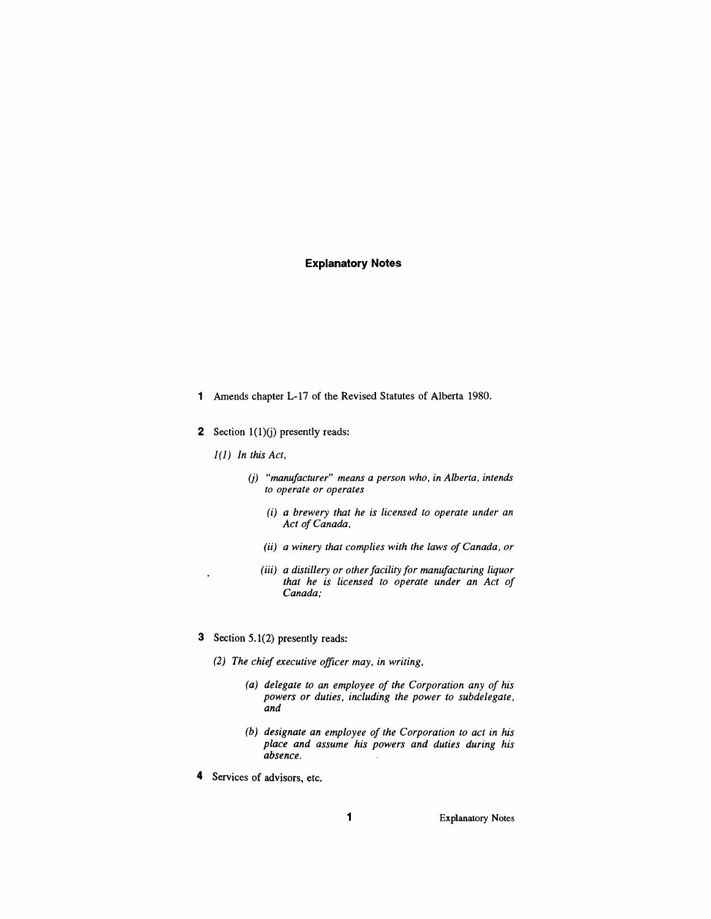## Explanatory Notes

**1** Amends chapter L-17 of the Revised Statutes of Alberta 1980.

**2** Section 1(1)(j) presently reads:

*1(1) In this Act,*

> *(j) "manufacturer" means a person who, in Alberta, intends to operate or operates*
>
> > *(i) a brewery that he is licensed to operate under an Act of Canada,*
> >
> > *(ii) a winery that complies with the laws of Canada, or*
> >
> > *(iii) a distillery or other facility for manufacturing liquor that he is licensed to operate under an Act of Canada;*

**3** Section 5.1(2) presently reads:

*(2) The chief executive officer may, in writing,*

> *(a) delegate to an employee of the Corporation any of his powers or duties, including the power to subdelegate, and*
>
> *(b) designate an employee of the Corporation to act in his place and assume his powers and duties during his absence.*

**4** Services of advisors, etc.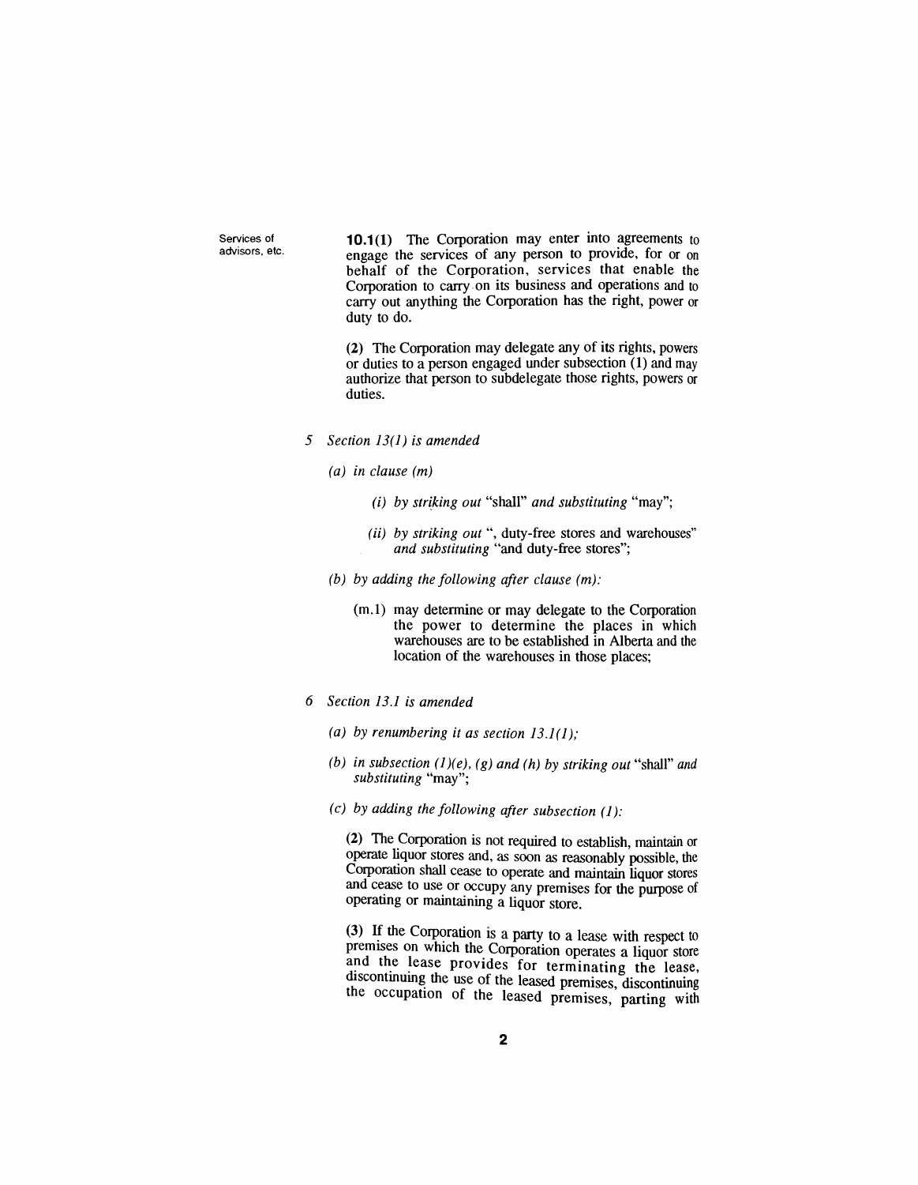Services of advisors, etc.

**10.1(1)** The Corporation may enter into agreements to engage the services of any person to provide, for or on behalf of the Corporation, services that enable the Corporation to carry on its business and operations and to carry out anything the Corporation has the right, power or duty to do.

**(2)** The Corporation may delegate any of its rights, powers or duties to a person engaged under subsection (1) and may authorize that person to subdelegate those rights, powers or duties.

*5 Section 13(1) is amended*

*(a) in clause (m)*

*(i) by striking out* "shall" *and substituting* "may";

*(ii) by striking out* ", duty-free stores and warehouses" *and substituting* "and duty-free stores";

*(b) by adding the following after clause (m):*

(m.1) may determine or may delegate to the Corporation the power to determine the places in which warehouses are to be established in Alberta and the location of the warehouses in those places;

*6 Section 13.1 is amended*

*(a) by renumbering it as section 13.1(1);*

*(b) in subsection (1)(e), (g) and (h) by striking out* "shall" *and substituting* "may";

*(c) by adding the following after subsection (1):*

**(2)** The Corporation is not required to establish, maintain or operate liquor stores and, as soon as reasonably possible, the Corporation shall cease to operate and maintain liquor stores and cease to use or occupy any premises for the purpose of operating or maintaining a liquor store.

**(3)** If the Corporation is a party to a lease with respect to premises on which the Corporation operates a liquor store and the lease provides for terminating the lease, discontinuing the use of the leased premises, discontinuing the occupation of the leased premises, parting with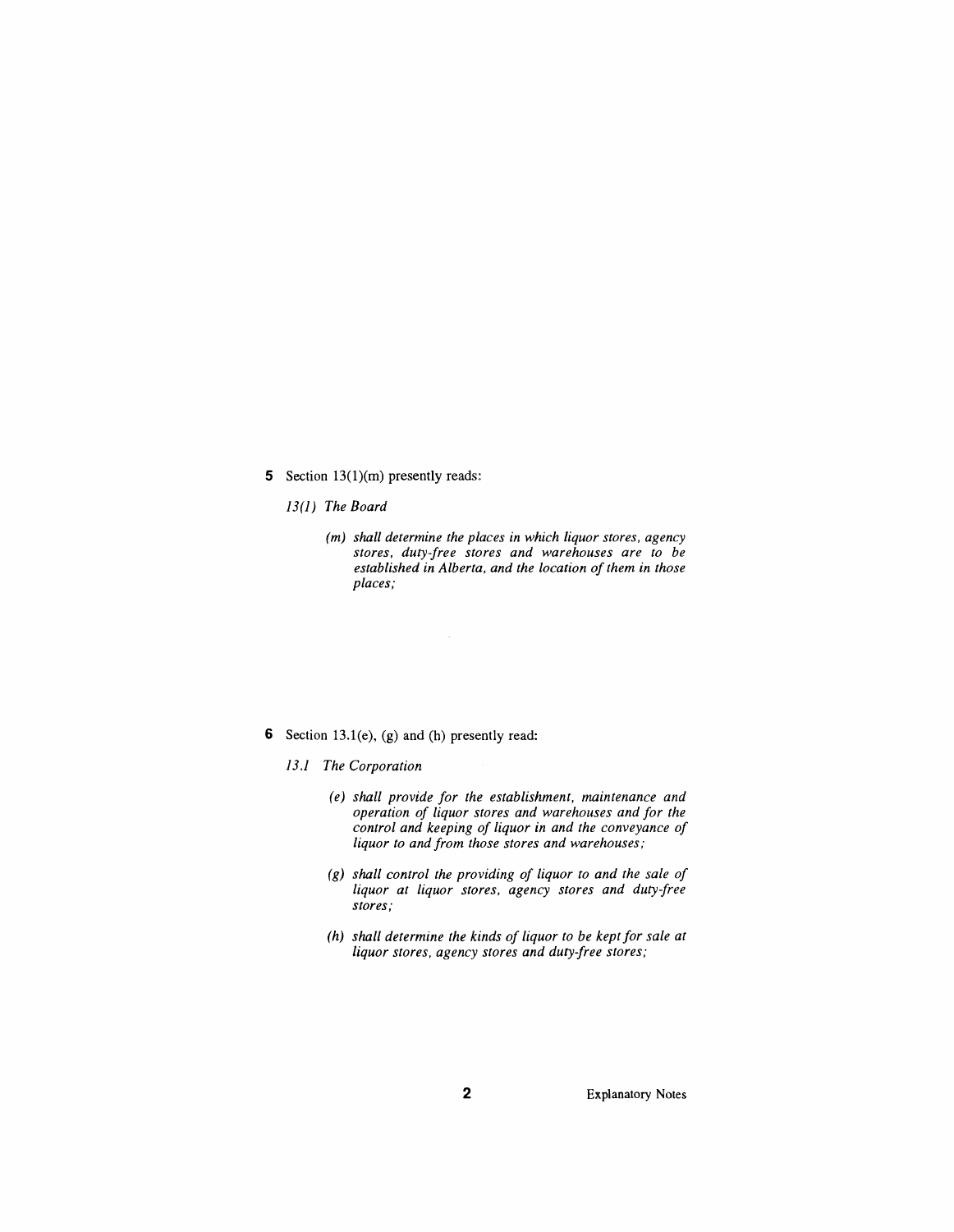**5** Section 13(1)(m) presently reads:

*13(1) The Board*

> *(m) shall determine the places in which liquor stores, agency stores, duty-free stores and warehouses are to be established in Alberta, and the location of them in those places;*

**6** Section 13.1(e), (g) and (h) presently read:

*13.1 The Corporation*

> *(e) shall provide for the establishment, maintenance and operation of liquor stores and warehouses and for the control and keeping of liquor in and the conveyance of liquor to and from those stores and warehouses;*
>
> *(g) shall control the providing of liquor to and the sale of liquor at liquor stores, agency stores and duty-free stores;*
>
> *(h) shall determine the kinds of liquor to be kept for sale at liquor stores, agency stores and duty-free stores;*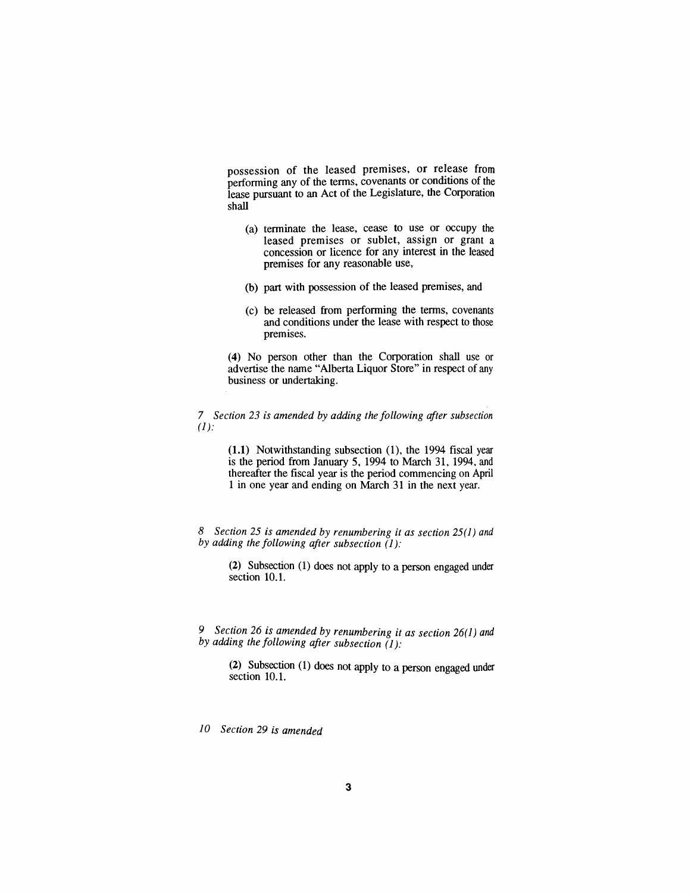possession of the leased premises, or release from performing any of the terms, covenants or conditions of the lease pursuant to an Act of the Legislature, the Corporation shall

(a) terminate the lease, cease to use or occupy the leased premises or sublet, assign or grant a concession or licence for any interest in the leased premises for any reasonable use,

(b) part with possession of the leased premises, and

(c) be released from performing the terms, covenants and conditions under the lease with respect to those premises.

**(4)** No person other than the Corporation shall use or advertise the name "Alberta Liquor Store" in respect of any business or undertaking.

*7 Section 23 is amended by adding the following after subsection (1):*

**(1.1)** Notwithstanding subsection (1), the 1994 fiscal year is the period from January 5, 1994 to March 31, 1994, and thereafter the fiscal year is the period commencing on April 1 in one year and ending on March 31 in the next year.

*8 Section 25 is amended by renumbering it as section 25(1) and by adding the following after subsection (1):*

**(2)** Subsection (1) does not apply to a person engaged under section 10.1.

*9 Section 26 is amended by renumbering it as section 26(1) and by adding the following after subsection (1):*

**(2)** Subsection (1) does not apply to a person engaged under section 10.1.

*10 Section 29 is amended*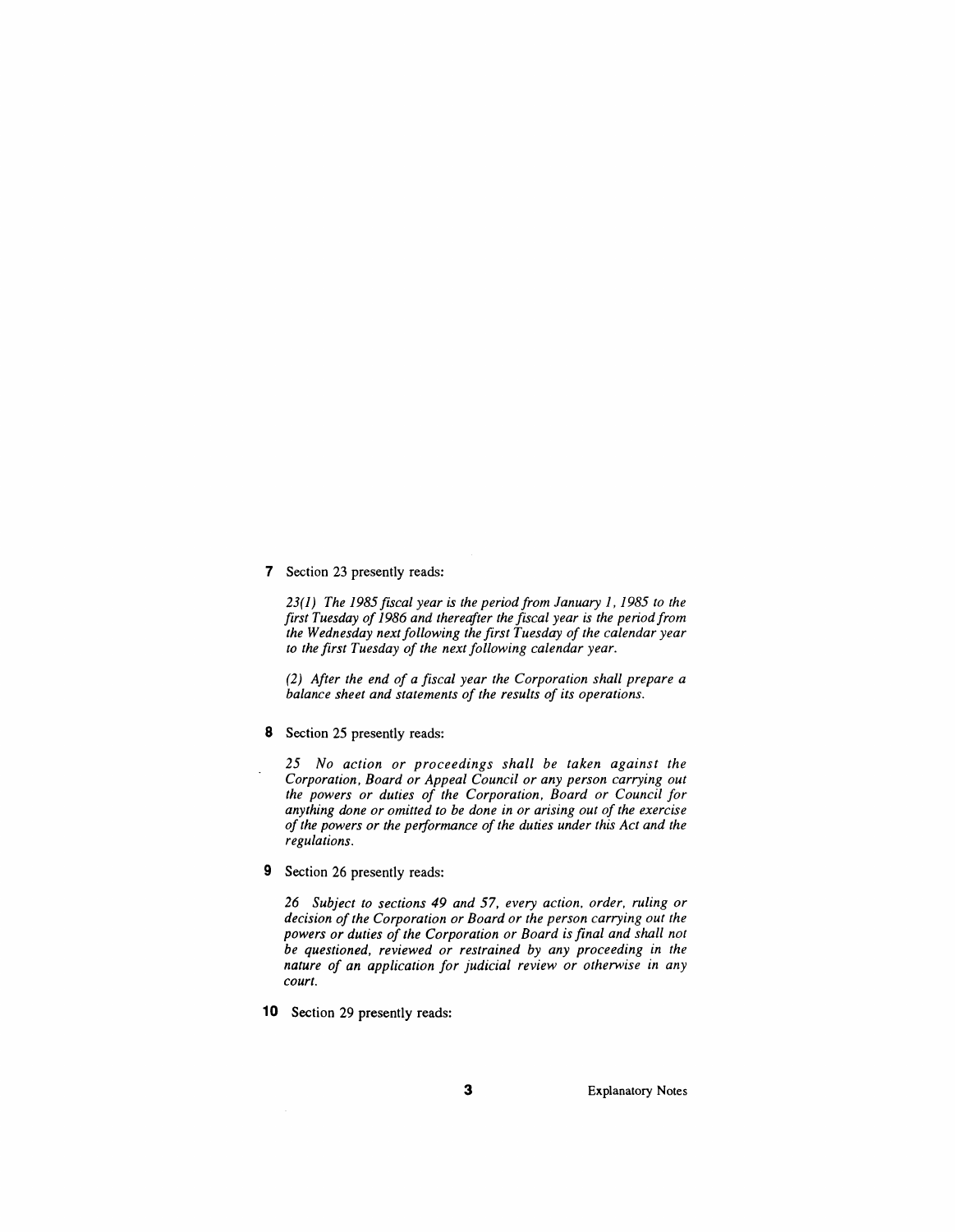**7** Section 23 presently reads:

*23(1) The 1985 fiscal year is the period from January 1, 1985 to the first Tuesday of 1986 and thereafter the fiscal year is the period from the Wednesday next following the first Tuesday of the calendar year to the first Tuesday of the next following calendar year.*

*(2) After the end of a fiscal year the Corporation shall prepare a balance sheet and statements of the results of its operations.*

**8** Section 25 presently reads:

*25 No action or proceedings shall be taken against the Corporation, Board or Appeal Council or any person carrying out the powers or duties of the Corporation, Board or Council for anything done or omitted to be done in or arising out of the exercise of the powers or the performance of the duties under this Act and the regulations.*

**9** Section 26 presently reads:

*26 Subject to sections 49 and 57, every action, order, ruling or decision of the Corporation or Board or the person carrying out the powers or duties of the Corporation or Board is final and shall not be questioned, reviewed or restrained by any proceeding in the nature of an application for judicial review or otherwise in any court.*

**10** Section 29 presently reads: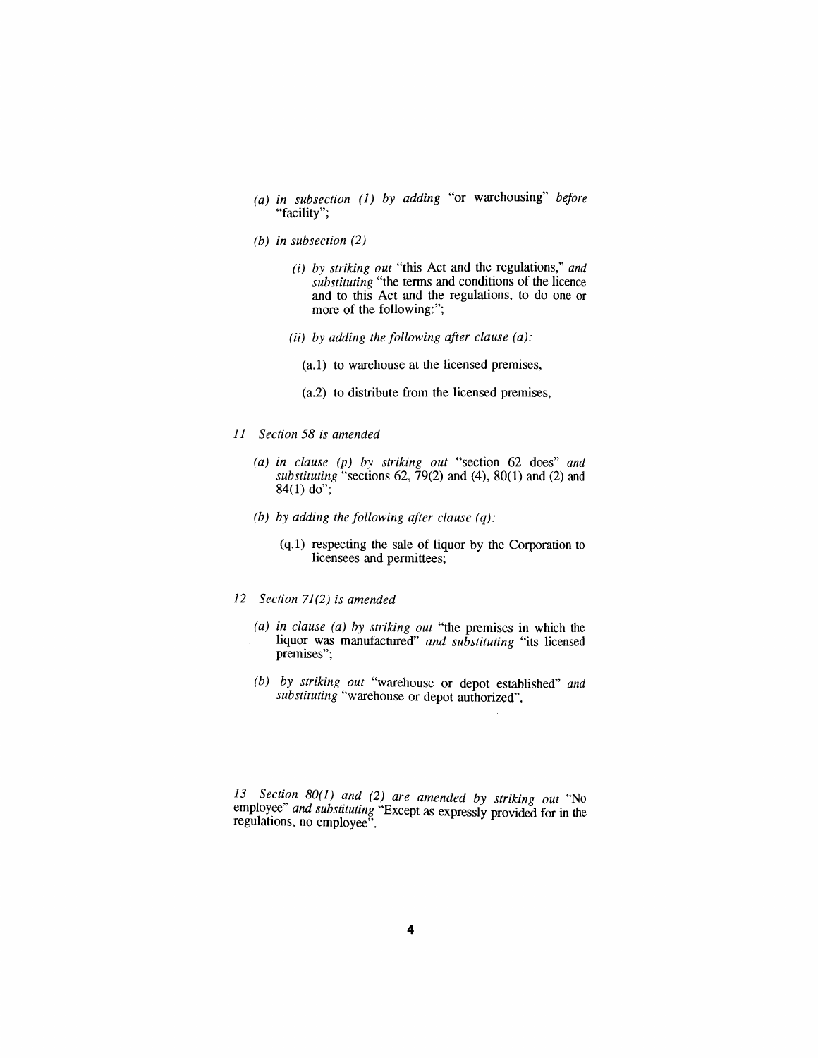(a) *in subsection (1) by adding* "or warehousing" *before* "facility";

(b) *in subsection (2)*

(i) *by striking out* "this Act and the regulations," *and substituting* "the terms and conditions of the licence and to this Act and the regulations, to do one or more of the following:";

(ii) *by adding the following after clause (a):*

(a.1) to warehouse at the licensed premises,

(a.2) to distribute from the licensed premises,

*11 Section 58 is amended*

(a) *in clause (p) by striking out* "section 62 does" *and substituting* "sections 62, 79(2) and (4), 80(1) and (2) and 84(1) do";

(b) *by adding the following after clause (q):*

(q.1) respecting the sale of liquor by the Corporation to licensees and permittees;

*12 Section 71(2) is amended*

(a) *in clause (a) by striking out* "the premises in which the liquor was manufactured" *and substituting* "its licensed premises";

(b) *by striking out* "warehouse or depot established" *and substituting* "warehouse or depot authorized".

*13 Section 80(1) and (2) are amended by striking out* "No employee" *and substituting* "Except as expressly provided for in the regulations, no employee".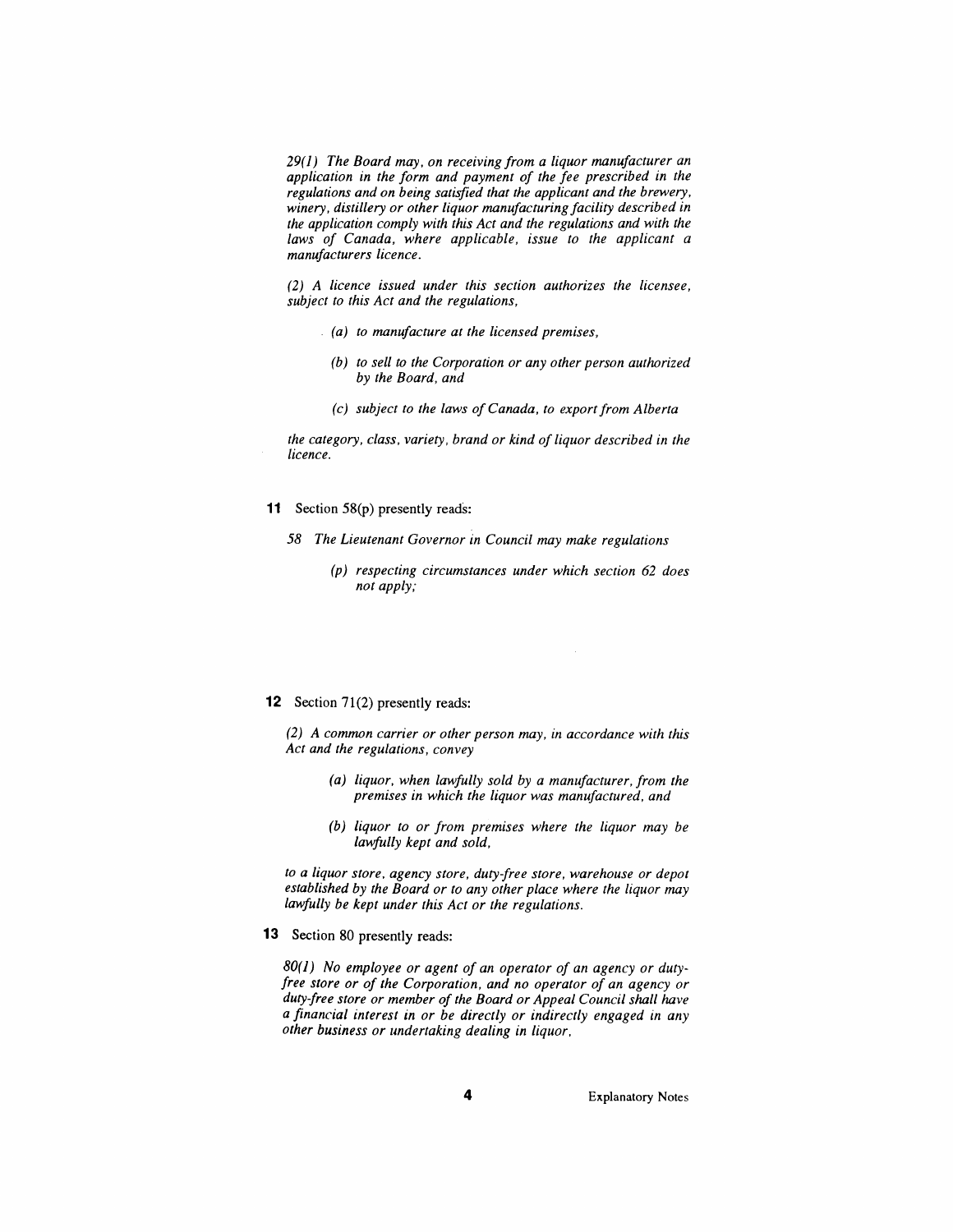*29(1) The Board may, on receiving from a liquor manufacturer an application in the form and payment of the fee prescribed in the regulations and on being satisfied that the applicant and the brewery, winery, distillery or other liquor manufacturing facility described in the application comply with this Act and the regulations and with the laws of Canada, where applicable, issue to the applicant a manufacturers licence.*

*(2) A licence issued under this section authorizes the licensee, subject to this Act and the regulations,*

*(a) to manufacture at the licensed premises,*

*(b) to sell to the Corporation or any other person authorized by the Board, and*

*(c) subject to the laws of Canada, to export from Alberta*

*the category, class, variety, brand or kind of liquor described in the licence.*

**11** Section 58(p) presently reads:

*58 The Lieutenant Governor in Council may make regulations*

*(p) respecting circumstances under which section 62 does not apply;*

**12** Section 71(2) presently reads:

*(2) A common carrier or other person may, in accordance with this Act and the regulations, convey*

*(a) liquor, when lawfully sold by a manufacturer, from the premises in which the liquor was manufactured, and*

*(b) liquor to or from premises where the liquor may be lawfully kept and sold,*

*to a liquor store, agency store, duty-free store, warehouse or depot established by the Board or to any other place where the liquor may lawfully be kept under this Act or the regulations.*

**13** Section 80 presently reads:

*80(1) No employee or agent of an operator of an agency or duty-free store or of the Corporation, and no operator of an agency or duty-free store or member of the Board or Appeal Council shall have a financial interest in or be directly or indirectly engaged in any other business or undertaking dealing in liquor.*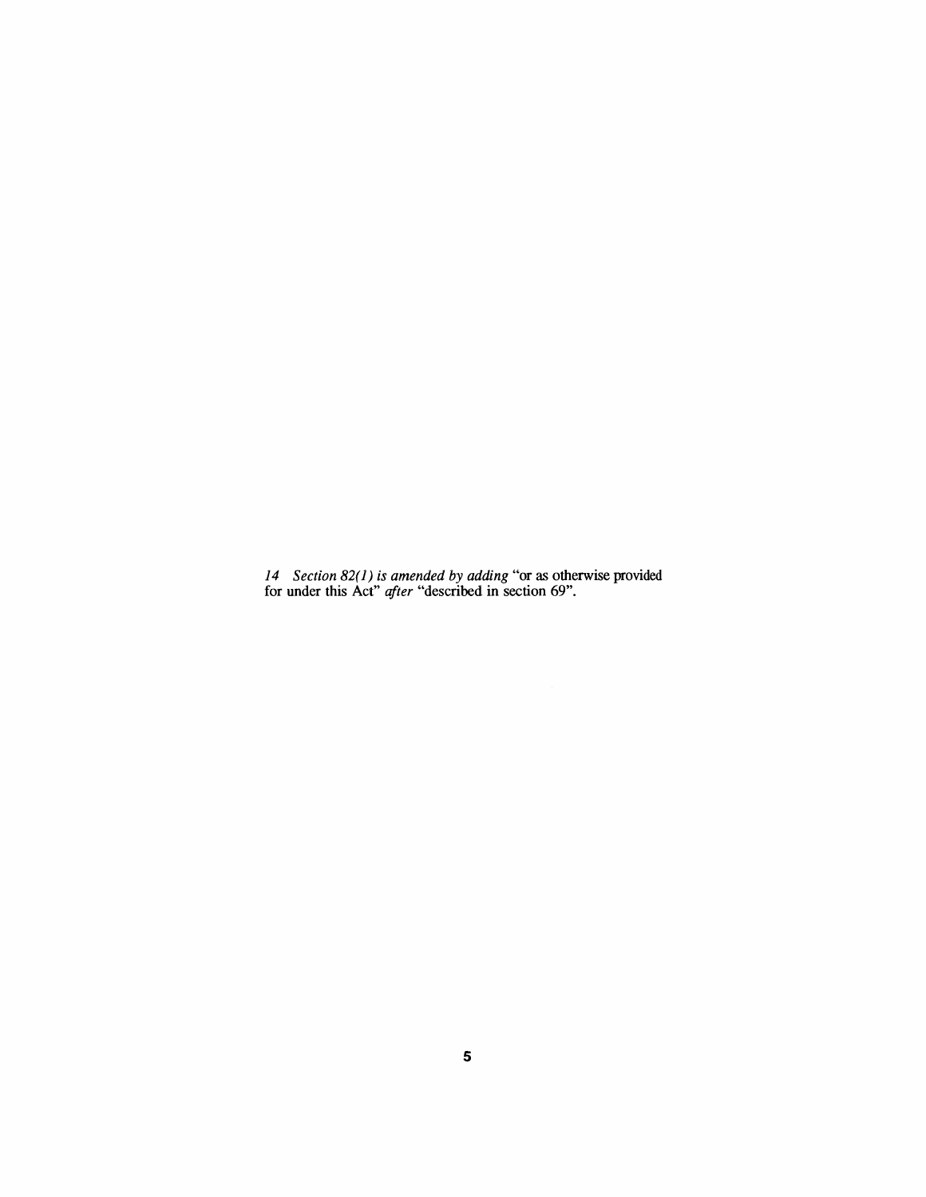*14 Section 82(1) is amended by adding* "or as otherwise provided for under this Act" *after* "described in section 69".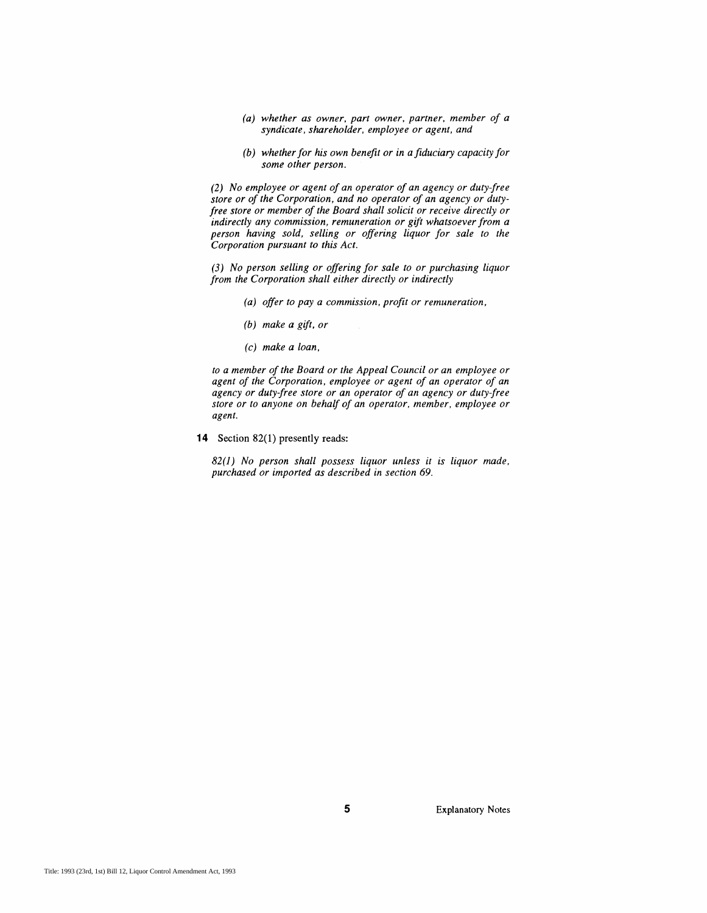*(a) whether as owner, part owner, partner, member of a syndicate, shareholder, employee or agent, and*

*(b) whether for his own benefit or in a fiduciary capacity for some other person.*

*(2) No employee or agent of an operator of an agency or duty-free store or of the Corporation, and no operator of an agency or duty-free store or member of the Board shall solicit or receive directly or indirectly any commission, remuneration or gift whatsoever from a person having sold, selling or offering liquor for sale to the Corporation pursuant to this Act.*

*(3) No person selling or offering for sale to or purchasing liquor from the Corporation shall either directly or indirectly*

*(a) offer to pay a commission, profit or remuneration,*

*(b) make a gift, or*

*(c) make a loan,*

*to a member of the Board or the Appeal Council or an employee or agent of the Corporation, employee or agent of an operator of an agency or duty-free store or an operator of an agency or duty-free store or to anyone on behalf of an operator, member, employee or agent.*

**14** Section 82(1) presently reads:

*82(1) No person shall possess liquor unless it is liquor made, purchased or imported as described in section 69.*